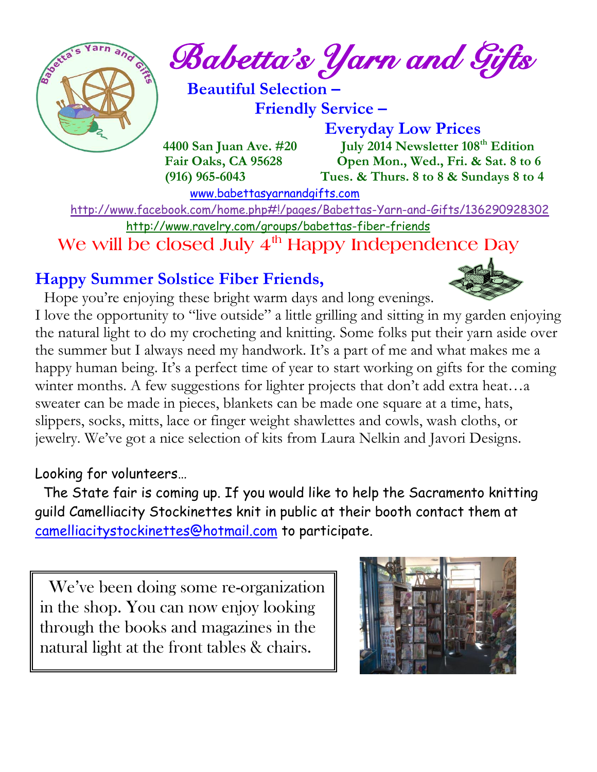# Babetta's Yarn and Gifts

**Beautiful Selection –**

**Friendly Service –**

**Everyday Low Prices**

**4400 San Juan Ave. #20**
**Fair Oaks, CA 95628**
**(916) 965-6043**

**July 2014 Newsletter 108th Edition**
**Open Mon., Wed., Fri. & Sat. 8 to 6**
**Tues. & Thurs. 8 to 8 & Sundays 8 to 4**

www.babettasyarnandgifts.com

http://www.facebook.com/home.php#!/pages/Babettas-Yarn-and-Gifts/136290928302

http://www.ravelry.com/groups/babettas-fiber-friends

We will be closed July 4th Happy Independence Day

## Happy Summer Solstice Fiber Friends,

Hope you're enjoying these bright warm days and long evenings. I love the opportunity to "live outside" a little grilling and sitting in my garden enjoying the natural light to do my crocheting and knitting. Some folks put their yarn aside over the summer but I always need my handwork. It's a part of me and what makes me a happy human being. It's a perfect time of year to start working on gifts for the coming winter months. A few suggestions for lighter projects that don't add extra heat…a sweater can be made in pieces, blankets can be made one square at a time, hats, slippers, socks, mitts, lace or finger weight shawlettes and cowls, wash cloths, or jewelry. We've got a nice selection of kits from Laura Nelkin and Javori Designs.

Looking for volunteers…

The State fair is coming up. If you would like to help the Sacramento knitting guild Camelliacity Stockinettes knit in public at their booth contact them at camelliacitystockinettes@hotmail.com to participate.

We've been doing some re-organization in the shop. You can now enjoy looking through the books and magazines in the natural light at the front tables & chairs.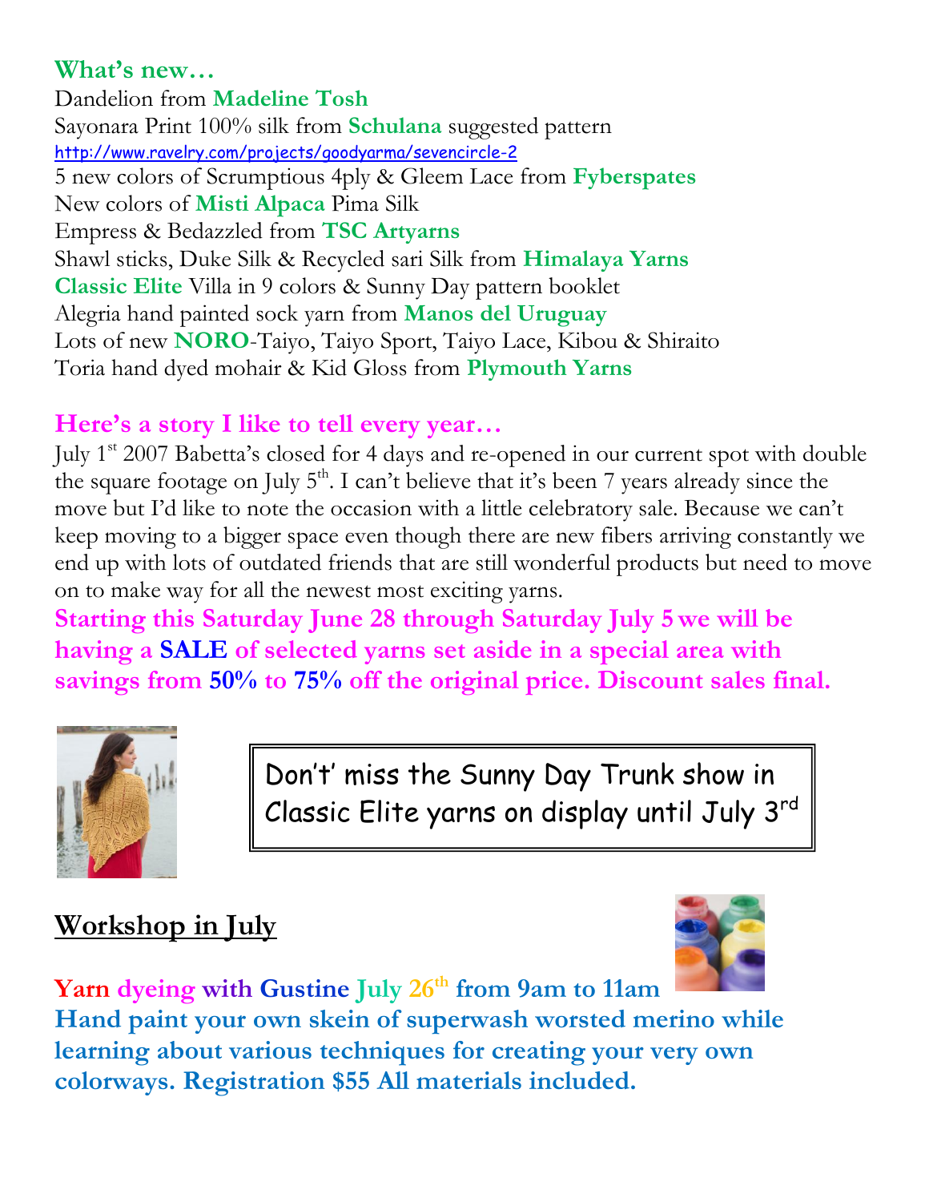## What's new…

Dandelion from **Madeline Tosh**

Sayonara Print 100% silk from **Schulana** suggested pattern
http://www.ravelry.com/projects/goodyarma/sevencircle-2

5 new colors of Scrumptious 4ply & Gleem Lace from **Fyberspates**

New colors of **Misti Alpaca** Pima Silk

Empress & Bedazzled from **TSC Artyarns**

Shawl sticks, Duke Silk & Recycled sari Silk from **Himalaya Yarns**

**Classic Elite** Villa in 9 colors & Sunny Day pattern booklet

Alegria hand painted sock yarn from **Manos del Uruguay**

Lots of new **NORO**-Taiyo, Taiyo Sport, Taiyo Lace, Kibou & Shiraito

Toria hand dyed mohair & Kid Gloss from **Plymouth Yarns**

## Here's a story I like to tell every year…

July 1st 2007 Babetta's closed for 4 days and re-opened in our current spot with double the square footage on July 5th. I can't believe that it's been 7 years already since the move but I'd like to note the occasion with a little celebratory sale. Because we can't keep moving to a bigger space even though there are new fibers arriving constantly we end up with lots of outdated friends that are still wonderful products but need to move on to make way for all the newest most exciting yarns.

**Starting this Saturday June 28 through Saturday July 5 we will be having a SALE of selected yarns set aside in a special area with savings from 50% to 75% off the original price. Discount sales final.**

Don't' miss the Sunny Day Trunk show in Classic Elite yarns on display until July 3rd

## Workshop in July

**Yarn dyeing with Gustine July 26th from 9am to 11am**

**Hand paint your own skein of superwash worsted merino while learning about various techniques for creating your very own colorways. Registration $55 All materials included.**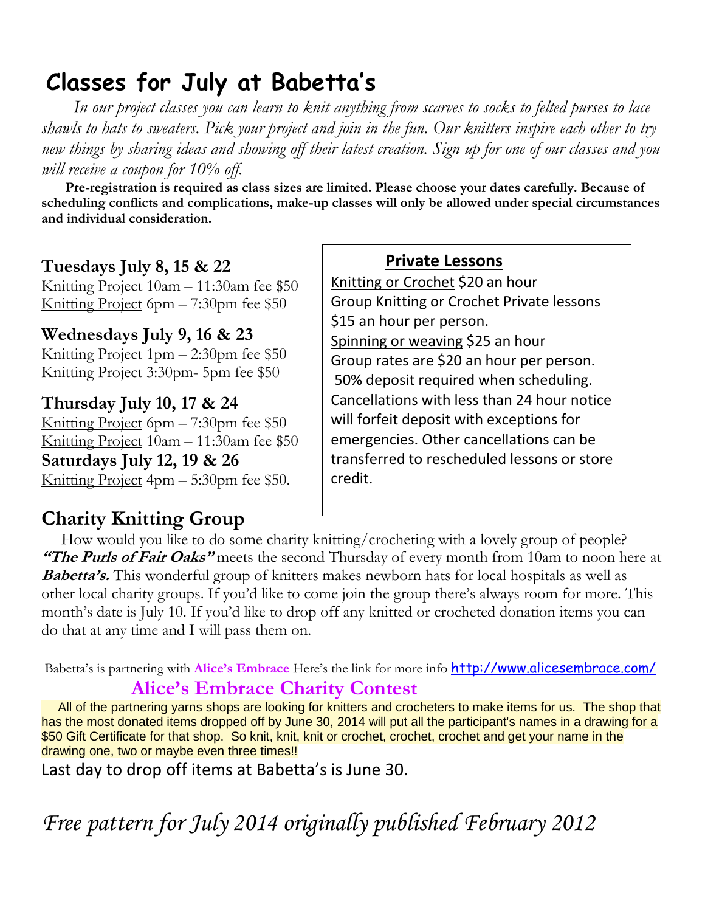# Classes for July at Babetta's

*In our project classes you can learn to knit anything from scarves to socks to felted purses to lace shawls to hats to sweaters. Pick your project and join in the fun. Our knitters inspire each other to try new things by sharing ideas and showing off their latest creation. Sign up for one of our classes and you will receive a coupon for 10% off.*

**Pre-registration is required as class sizes are limited. Please choose your dates carefully. Because of scheduling conflicts and complications, make-up classes will only be allowed under special circumstances and individual consideration.**

**Tuesdays July 8, 15 & 22**
Knitting Project 10am – 11:30am fee $50
Knitting Project 6pm – 7:30pm fee $50

**Wednesdays July 9, 16 & 23**
Knitting Project 1pm – 2:30pm fee $50
Knitting Project 3:30pm- 5pm fee $50

**Thursday July 10, 17 & 24**
Knitting Project 6pm – 7:30pm fee $50
Knitting Project 10am – 11:30am fee $50

**Saturdays July 12, 19 & 26**
Knitting Project 4pm – 5:30pm fee $50.

## Private Lessons

Knitting or Crochet $20 an hour
Group Knitting or Crochet Private lessons $15 an hour per person.
Spinning or weaving $25 an hour
Group rates are $20 an hour per person.
50% deposit required when scheduling. Cancellations with less than 24 hour notice will forfeit deposit with exceptions for emergencies. Other cancellations can be transferred to rescheduled lessons or store credit.

## Charity Knitting Group

How would you like to do some charity knitting/crocheting with a lovely group of people? ***"The Purls of Fair Oaks"*** meets the second Thursday of every month from 10am to noon here at ***Babetta's.*** This wonderful group of knitters makes newborn hats for local hospitals as well as other local charity groups. If you'd like to come join the group there's always room for more. This month's date is July 10. If you'd like to drop off any knitted or crocheted donation items you can do that at any time and I will pass them on.

Babetta's is partnering with **Alice's Embrace** Here's the link for more info http://www.alicesembrace.com/

## Alice's Embrace Charity Contest

All of the partnering yarns shops are looking for knitters and crocheters to make items for us. The shop that has the most donated items dropped off by June 30, 2014 will put all the participant's names in a drawing for a $50 Gift Certificate for that shop. So knit, knit, knit or crochet, crochet, crochet and get your name in the drawing one, two or maybe even three times!!

Last day to drop off items at Babetta's is June 30.

*Free pattern for July 2014 originally published February 2012*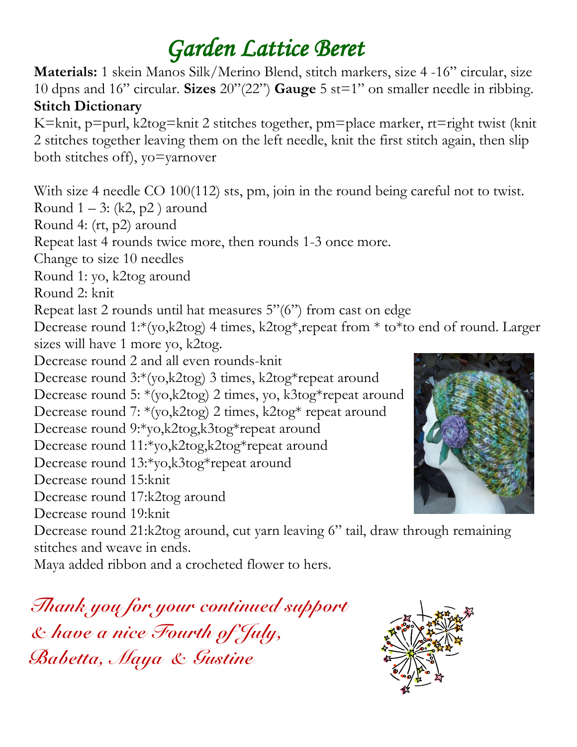# Garden Lattice Beret

**Materials:** 1 skein Manos Silk/Merino Blend, stitch markers, size 4 -16" circular, size 10 dpns and 16" circular. **Sizes** 20"(22") **Gauge** 5 st=1" on smaller needle in ribbing.

**Stitch Dictionary**

K=knit, p=purl, k2tog=knit 2 stitches together, pm=place marker, rt=right twist (knit 2 stitches together leaving them on the left needle, knit the first stitch again, then slip both stitches off), yo=yarnover

With size 4 needle CO 100(112) sts, pm, join in the round being careful not to twist.

Round 1 – 3: (k2, p2 ) around

Round 4: (rt, p2) around

Repeat last 4 rounds twice more, then rounds 1-3 once more.

Change to size 10 needles

Round 1: yo, k2tog around

Round 2: knit

Repeat last 2 rounds until hat measures 5"(6") from cast on edge

Decrease round 1:*(yo,k2tog) 4 times, k2tog*,repeat from * to*to end of round. Larger sizes will have 1 more yo, k2tog.

Decrease round 2 and all even rounds-knit

Decrease round 3:*(yo,k2tog) 3 times, k2tog*repeat around

Decrease round 5: *(yo,k2tog) 2 times, yo, k3tog*repeat around

Decrease round 7: *(yo,k2tog) 2 times, k2tog* repeat around

Decrease round 9:*yo,k2tog,k3tog*repeat around

Decrease round 11:*yo,k2tog,k2tog*repeat around

Decrease round 13:*yo,k3tog*repeat around

Decrease round 15:knit

Decrease round 17:k2tog around

Decrease round 19:knit

Decrease round 21:k2tog around, cut yarn leaving 6" tail, draw through remaining stitches and weave in ends.

Maya added ribbon and a crocheted flower to hers.

*Thank you for your continued support*
*& have a nice Fourth of July,*
*Babetta, Maya & Gustine*